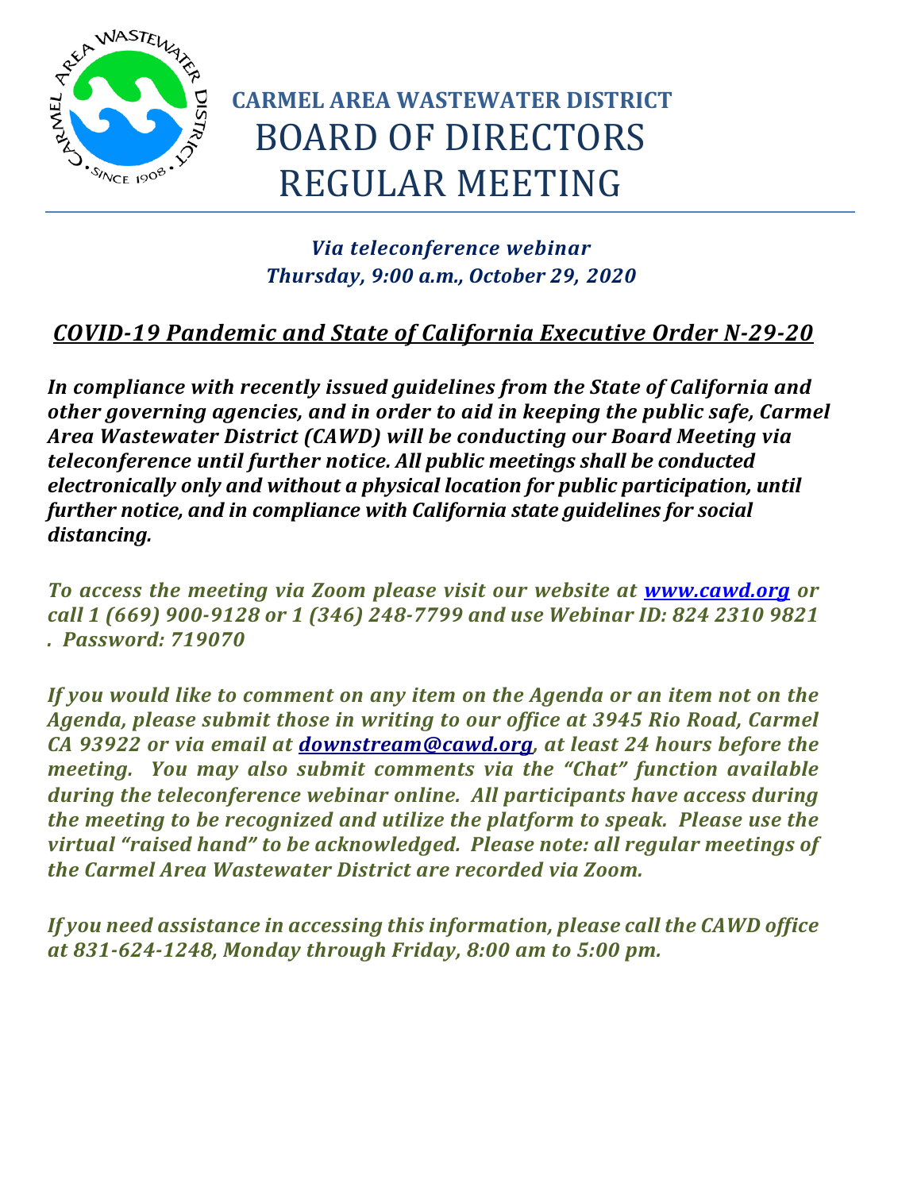# CARMEL AREA WASTEWATER DISTRICT

# BOARD OF DIRECTORS REGULAR MEETING

***Via teleconference webinar***
***Thursday, 9:00 a.m., October 29, 2020***

## ***COVID-19 Pandemic and State of California Executive Order N-29-20***

***In compliance with recently issued guidelines from the State of California and other governing agencies, and in order to aid in keeping the public safe, Carmel Area Wastewater District (CAWD) will be conducting our Board Meeting via teleconference until further notice. All public meetings shall be conducted electronically only and without a physical location for public participation, until further notice, and in compliance with California state guidelines for social distancing.***

***To access the meeting via Zoom please visit our website at [www.cawd.org](www.cawd.org) or call 1 (669) 900-9128 or 1 (346) 248-7799 and use Webinar ID: 824 2310 9821 . Password: 719070***

***If you would like to comment on any item on the Agenda or an item not on the Agenda, please submit those in writing to our office at 3945 Rio Road, Carmel CA 93922 or via email at [downstream@cawd.org](mailto:downstream@cawd.org), at least 24 hours before the meeting. You may also submit comments via the "Chat" function available during the teleconference webinar online. All participants have access during the meeting to be recognized and utilize the platform to speak. Please use the virtual "raised hand" to be acknowledged. Please note: all regular meetings of the Carmel Area Wastewater District are recorded via Zoom.***

***If you need assistance in accessing this information, please call the CAWD office at 831-624-1248, Monday through Friday, 8:00 am to 5:00 pm.***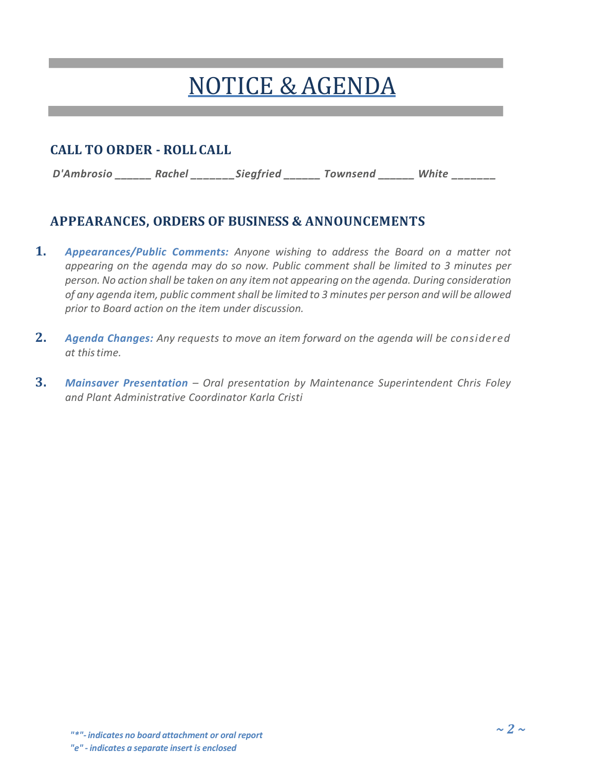# NOTICE & AGENDA

## CALL TO ORDER - ROLL CALL

*D'Ambrosio \_\_\_\_\_\_ Rachel \_\_\_\_\_\_\_Siegfried \_\_\_\_\_\_ Townsend \_\_\_\_\_\_ White \_\_\_\_\_\_\_*

## APPEARANCES, ORDERS OF BUSINESS & ANNOUNCEMENTS

1. ***Appearances/Public Comments:*** *Anyone wishing to address the Board on a matter not appearing on the agenda may do so now. Public comment shall be limited to 3 minutes per person. No action shall be taken on any item not appearing on the agenda. During consideration of any agenda item, public comment shall be limited to 3 minutes per person and will be allowed prior to Board action on the item under discussion.*

2. ***Agenda Changes:*** *Any requests to move an item forward on the agenda will be considered at this time.*

3. ***Mainsaver Presentation*** *– Oral presentation by Maintenance Superintendent Chris Foley and Plant Administrative Coordinator Karla Cristi*

*"*"- indicates no board attachment or oral report*
*"e" - indicates a separate insert is enclosed*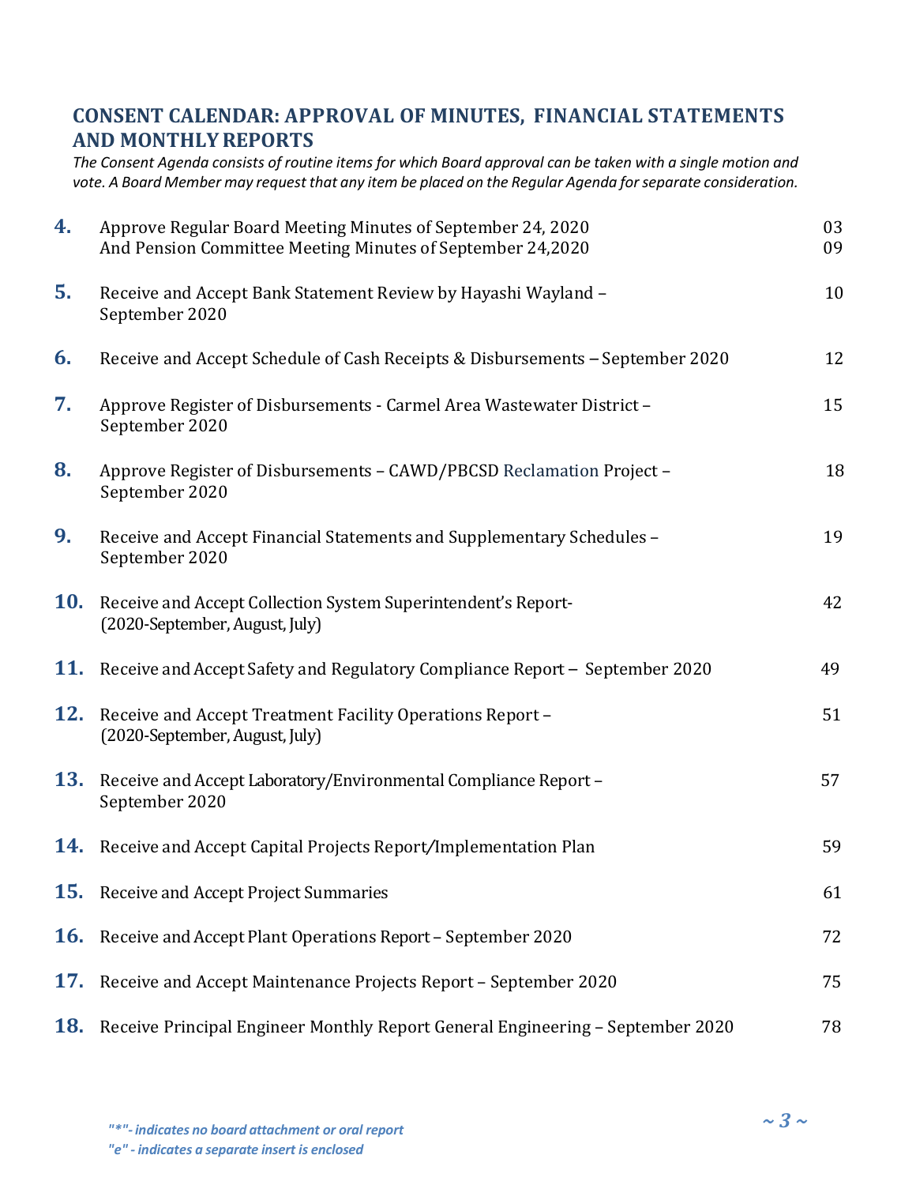## CONSENT CALENDAR: APPROVAL OF MINUTES, FINANCIAL STATEMENTS AND MONTHLY REPORTS

*The Consent Agenda consists of routine items for which Board approval can be taken with a single motion and vote. A Board Member may request that any item be placed on the Regular Agenda for separate consideration.*

| No. | Item | Page |
|---|---|---|
| **4.** | Approve Regular Board Meeting Minutes of September 24, 2020<br>And Pension Committee Meeting Minutes of September 24,2020 | 03<br>09 |
| **5.** | Receive and Accept Bank Statement Review by Hayashi Wayland – September 2020 | 10 |
| **6.** | Receive and Accept Schedule of Cash Receipts & Disbursements – September 2020 | 12 |
| **7.** | Approve Register of Disbursements - Carmel Area Wastewater District – September 2020 | 15 |
| **8.** | Approve Register of Disbursements – CAWD/PBCSD Reclamation Project – September 2020 | 18 |
| **9.** | Receive and Accept Financial Statements and Supplementary Schedules – September 2020 | 19 |
| **10.** | Receive and Accept Collection System Superintendent's Report- (2020-September, August, July) | 42 |
| **11.** | Receive and Accept Safety and Regulatory Compliance Report – September 2020 | 49 |
| **12.** | Receive and Accept Treatment Facility Operations Report – (2020-September, August, July) | 51 |
| **13.** | Receive and Accept Laboratory/Environmental Compliance Report – September 2020 | 57 |
| **14.** | Receive and Accept Capital Projects Report/Implementation Plan | 59 |
| **15.** | Receive and Accept Project Summaries | 61 |
| **16.** | Receive and Accept Plant Operations Report – September 2020 | 72 |
| **17.** | Receive and Accept Maintenance Projects Report – September 2020 | 75 |
| **18.** | Receive Principal Engineer Monthly Report General Engineering – September 2020 | 78 |

*"*"- indicates no board attachment or oral report*
*"e" - indicates a separate insert is enclosed*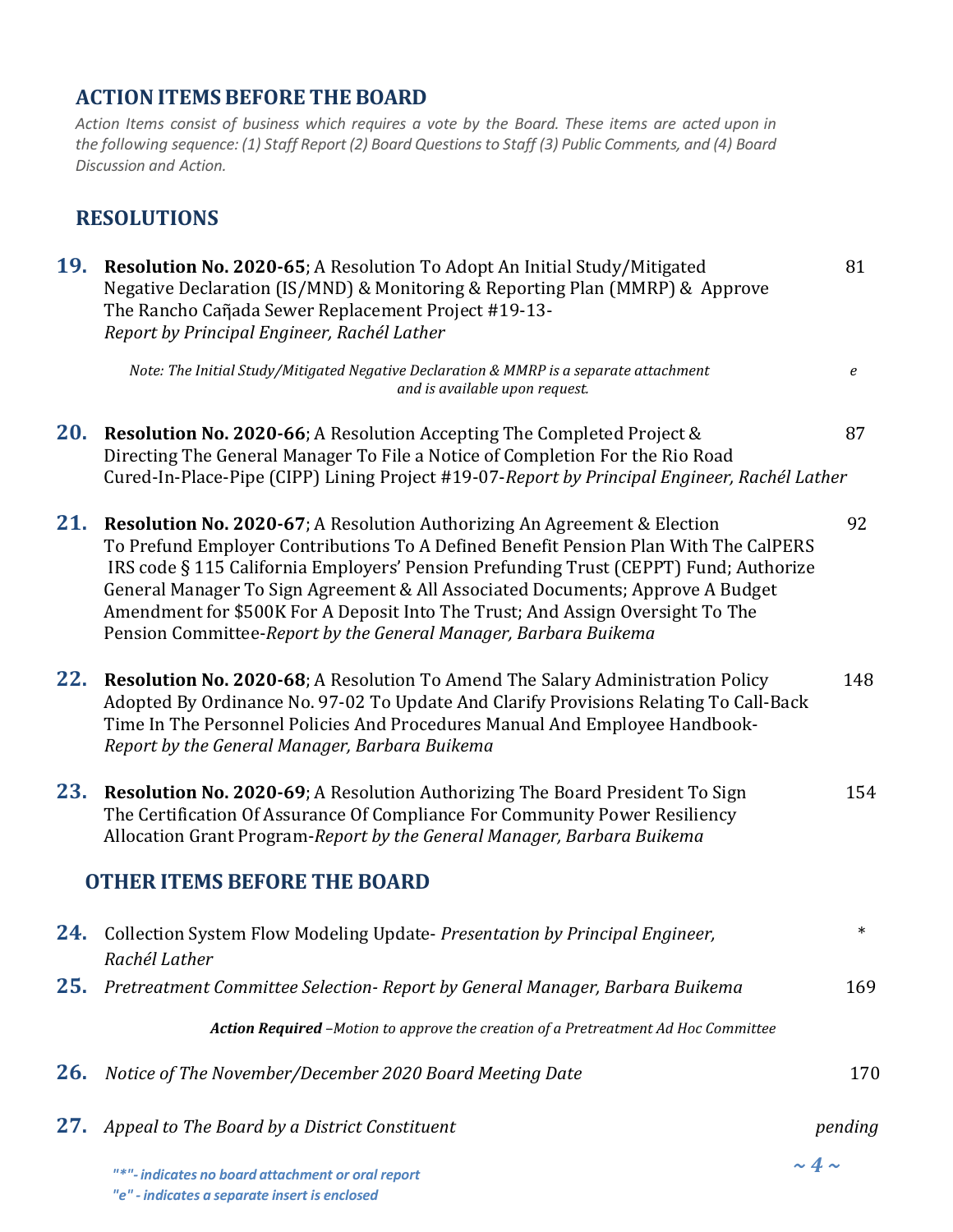## ACTION ITEMS BEFORE THE BOARD

*Action Items consist of business which requires a vote by the Board. These items are acted upon in the following sequence: (1) Staff Report (2) Board Questions to Staff (3) Public Comments, and (4) Board Discussion and Action.*

## RESOLUTIONS

**19.** **Resolution No. 2020-65**; A Resolution To Adopt An Initial Study/Mitigated Negative Declaration (IS/MND) & Monitoring & Reporting Plan (MMRP) & Approve The Rancho Cañada Sewer Replacement Project #19-13- *Report by Principal Engineer, Rachél Lather* — 81

*Note: The Initial Study/Mitigated Negative Declaration & MMRP is a separate attachment and is available upon request.* — *e*

**20.** **Resolution No. 2020-66**; A Resolution Accepting The Completed Project & Directing The General Manager To File a Notice of Completion For the Rio Road Cured-In-Place-Pipe (CIPP) Lining Project #19-07-*Report by Principal Engineer, Rachél Lather* — 87

**21.** **Resolution No. 2020-67**; A Resolution Authorizing An Agreement & Election To Prefund Employer Contributions To A Defined Benefit Pension Plan With The CalPERS IRS code § 115 California Employers' Pension Prefunding Trust (CEPPT) Fund; Authorize General Manager To Sign Agreement & All Associated Documents; Approve A Budget Amendment for $500K For A Deposit Into The Trust; And Assign Oversight To The Pension Committee-*Report by the General Manager, Barbara Buikema* — 92

**22.** **Resolution No. 2020-68**; A Resolution To Amend The Salary Administration Policy Adopted By Ordinance No. 97-02 To Update And Clarify Provisions Relating To Call-Back Time In The Personnel Policies And Procedures Manual And Employee Handbook- *Report by the General Manager, Barbara Buikema* — 148

**23.** **Resolution No. 2020-69**; A Resolution Authorizing The Board President To Sign The Certification Of Assurance Of Compliance For Community Power Resiliency Allocation Grant Program-*Report by the General Manager, Barbara Buikema* — 154

## OTHER ITEMS BEFORE THE BOARD

**24.** Collection System Flow Modeling Update- *Presentation by Principal Engineer, Rachél Lather* — *

**25.** *Pretreatment Committee Selection- Report by General Manager, Barbara Buikema* — 169

***Action Required** –Motion to approve the creation of a Pretreatment Ad Hoc Committee*

**26.** *Notice of The November/December 2020 Board Meeting Date* — 170

**27.** *Appeal to The Board by a District Constituent* — *pending*

***"*"- indicates no board attachment or oral report***
***"e" - indicates a separate insert is enclosed***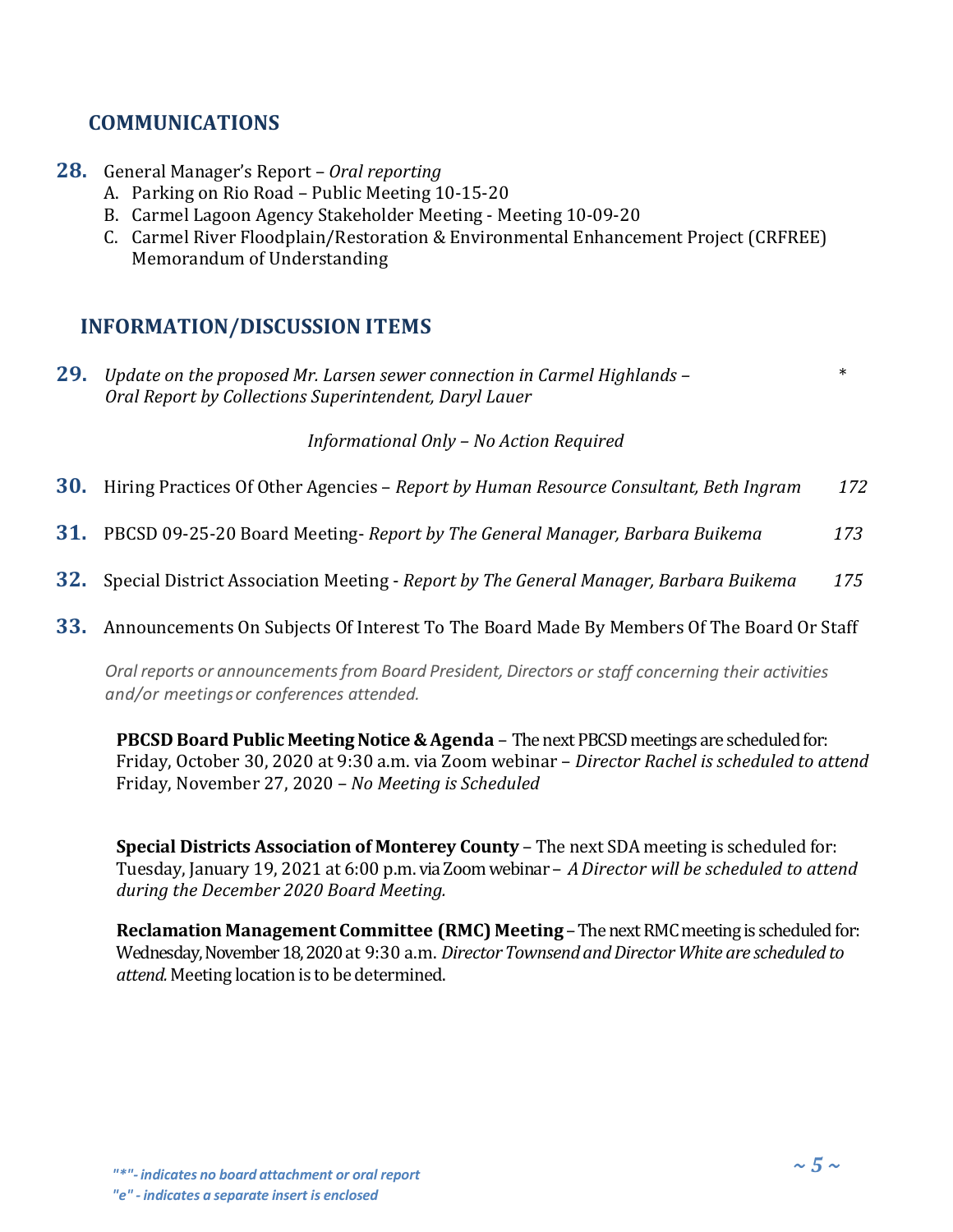## COMMUNICATIONS

**28.** General Manager's Report – *Oral reporting*

A. Parking on Rio Road – Public Meeting 10-15-20
B. Carmel Lagoon Agency Stakeholder Meeting - Meeting 10-09-20
C. Carmel River Floodplain/Restoration & Environmental Enhancement Project (CRFREE) Memorandum of Understanding

## INFORMATION/DISCUSSION ITEMS

**29.** *Update on the proposed Mr. Larsen sewer connection in Carmel Highlands – Oral Report by Collections Superintendent, Daryl Lauer* *

*Informational Only – No Action Required*

**30.** Hiring Practices Of Other Agencies – *Report by Human Resource Consultant, Beth Ingram* *172*

**31.** PBCSD 09-25-20 Board Meeting- *Report by The General Manager, Barbara Buikema* *173*

**32.** Special District Association Meeting - *Report by The General Manager, Barbara Buikema* *175*

**33.** Announcements On Subjects Of Interest To The Board Made By Members Of The Board Or Staff

*Oral reports or announcements from Board President, Directors or staff concerning their activities and/or meetings or conferences attended.*

**PBCSD Board Public Meeting Notice & Agenda** – The next PBCSD meetings are scheduled for:
Friday, October 30, 2020 at 9:30 a.m. via Zoom webinar – *Director Rachel is scheduled to attend*
Friday, November 27, 2020 – *No Meeting is Scheduled*

**Special Districts Association of Monterey County** – The next SDA meeting is scheduled for:
Tuesday, January 19, 2021 at 6:00 p.m. via Zoom webinar – *A Director will be scheduled to attend during the December 2020 Board Meeting.*

**Reclamation Management Committee (RMC) Meeting** – The next RMC meeting is scheduled for: Wednesday, November 18, 2020 at 9:30 a.m. *Director Townsend and Director White are scheduled to attend.* Meeting location is to be determined.

*"*"- indicates no board attachment or oral report*
*"e" - indicates a separate insert is enclosed*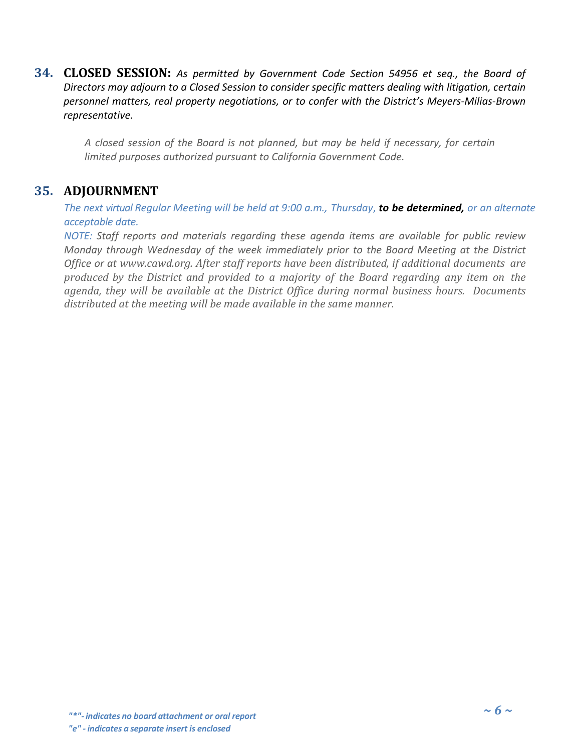## 34. CLOSED SESSION: *As permitted by Government Code Section 54956 et seq., the Board of Directors may adjourn to a Closed Session to consider specific matters dealing with litigation, certain personnel matters, real property negotiations, or to confer with the District's Meyers-Milias-Brown representative.*

*A closed session of the Board is not planned, but may be held if necessary, for certain limited purposes authorized pursuant to California Government Code.*

## 35. ADJOURNMENT

*The next virtual Regular Meeting will be held at 9:00 a.m., Thursday,* ***to be determined,*** *or an alternate acceptable date.*

*NOTE: Staff reports and materials regarding these agenda items are available for public review Monday through Wednesday of the week immediately prior to the Board Meeting at the District Office or at www.cawd.org. After staff reports have been distributed, if additional documents are produced by the District and provided to a majority of the Board regarding any item on the agenda, they will be available at the District Office during normal business hours. Documents distributed at the meeting will be made available in the same manner.*

***"*"- indicates no board attachment or oral report***

***"e" - indicates a separate insert is enclosed***